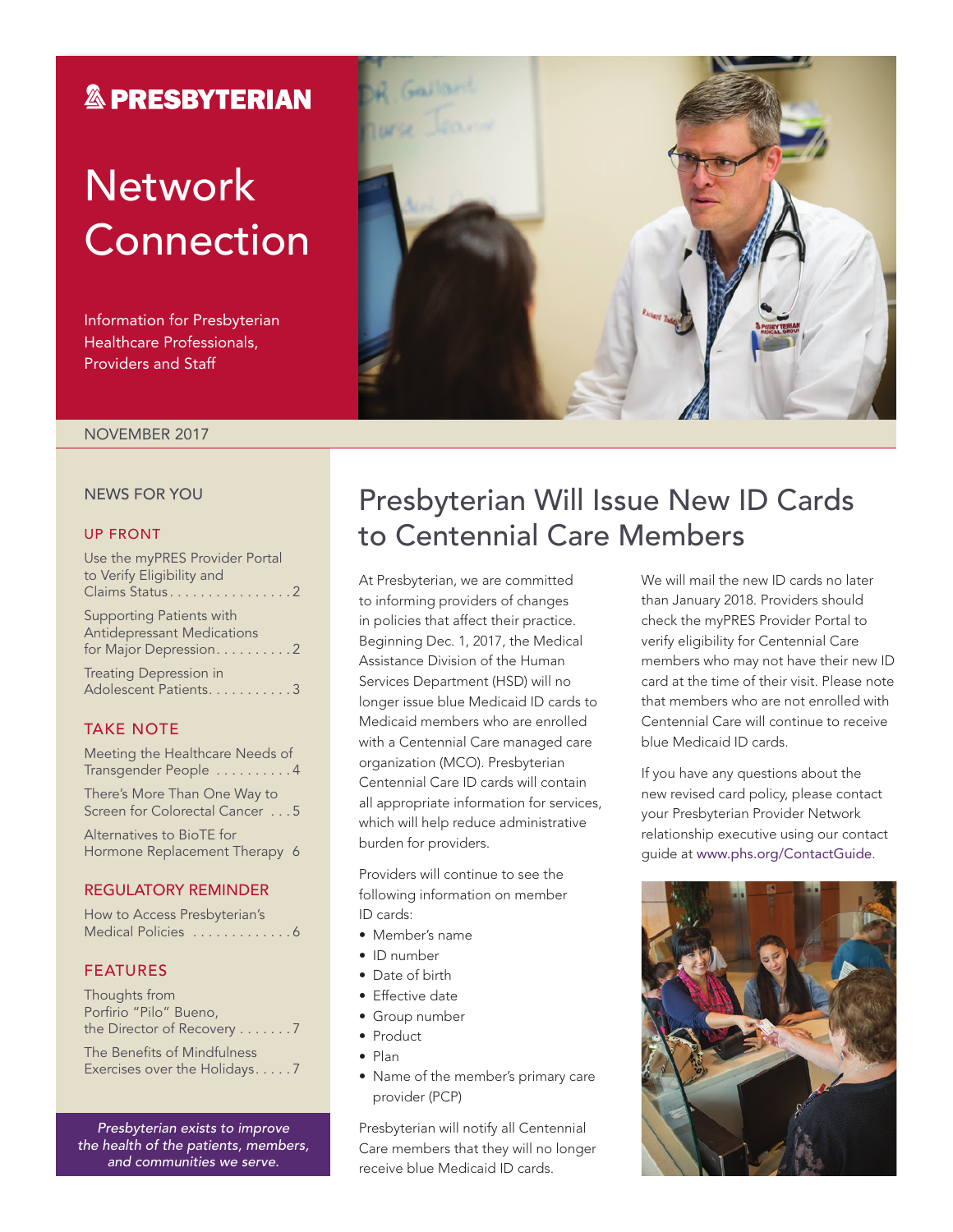PRESBYTERIAN

# Network Connection

Information for Presbyterian Healthcare Professionals, Providers and Staff

NOVEMBER 2017

## NEWS FOR YOU

### UP FRONT

Use the myPRES Provider Portal to Verify Eligibility and Claims Status . . . . . . . . . . . . . . . . 2

Supporting Patients with Antidepressant Medications for Major Depression. . . . . . . . . . 2

Treating Depression in Adolescent Patients. . . . . . . . . . . 3

### TAKE NOTE

Meeting the Healthcare Needs of Transgender People . . . . . . . . . . 4

There's More Than One Way to Screen for Colorectal Cancer . . . 5

Alternatives to BioTE for Hormone Replacement Therapy 6

### REGULATORY REMINDER

How to Access Presbyterian's Medical Policies . . . . . . . . . . . . . 6

### FEATURES

Thoughts from Porfirio "Pilo" Bueno, the Director of Recovery . . . . . . . 7

The Benefits of Mindfulness Exercises over the Holidays. . . . . 7

*Presbyterian exists to improve the health of the patients, members, and communities we serve.*

# Presbyterian Will Issue New ID Cards to Centennial Care Members

At Presbyterian, we are committed to informing providers of changes in policies that affect their practice. Beginning Dec. 1, 2017, the Medical Assistance Division of the Human Services Department (HSD) will no longer issue blue Medicaid ID cards to Medicaid members who are enrolled with a Centennial Care managed care organization (MCO). Presbyterian Centennial Care ID cards will contain all appropriate information for services, which will help reduce administrative burden for providers.

Providers will continue to see the following information on member ID cards:

- Member's name
- ID number
- Date of birth
- Effective date
- Group number
- Product
- Plan
- Name of the member's primary care provider (PCP)

Presbyterian will notify all Centennial Care members that they will no longer receive blue Medicaid ID cards.

We will mail the new ID cards no later than January 2018. Providers should check the myPRES Provider Portal to verify eligibility for Centennial Care members who may not have their new ID card at the time of their visit. Please note that members who are not enrolled with Centennial Care will continue to receive blue Medicaid ID cards.

If you have any questions about the new revised card policy, please contact your Presbyterian Provider Network relationship executive using our contact guide at www.phs.org/ContactGuide.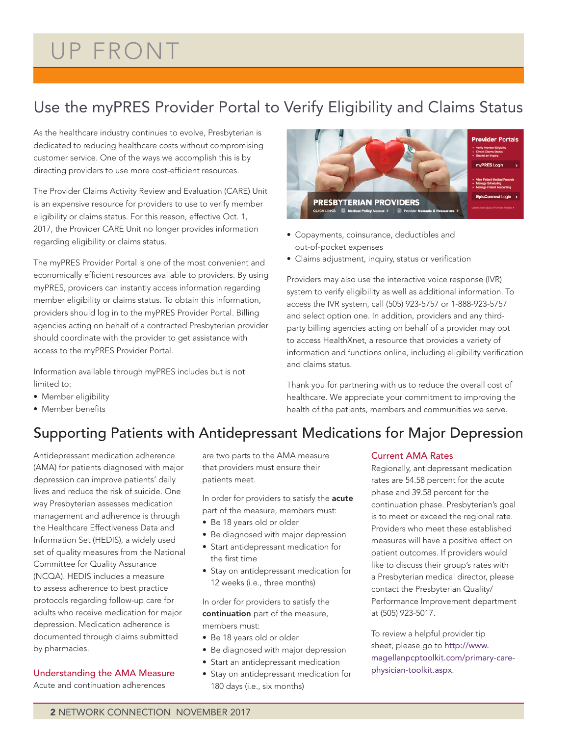# UP FRONT

## Use the myPRES Provider Portal to Verify Eligibility and Claims Status

As the healthcare industry continues to evolve, Presbyterian is dedicated to reducing healthcare costs without compromising customer service. One of the ways we accomplish this is by directing providers to use more cost-efficient resources.

The Provider Claims Activity Review and Evaluation (CARE) Unit is an expensive resource for providers to use to verify member eligibility or claims status. For this reason, effective Oct. 1, 2017, the Provider CARE Unit no longer provides information regarding eligibility or claims status.

The myPRES Provider Portal is one of the most convenient and economically efficient resources available to providers. By using myPRES, providers can instantly access information regarding member eligibility or claims status. To obtain this information, providers should log in to the myPRES Provider Portal. Billing agencies acting on behalf of a contracted Presbyterian provider should coordinate with the provider to get assistance with access to the myPRES Provider Portal.

Information available through myPRES includes but is not limited to:

- Member eligibility
- Member benefits
- Copayments, coinsurance, deductibles and out-of-pocket expenses
- Claims adjustment, inquiry, status or verification

Providers may also use the interactive voice response (IVR) system to verify eligibility as well as additional information. To access the IVR system, call (505) 923-5757 or 1-888-923-5757 and select option one. In addition, providers and any third-party billing agencies acting on behalf of a provider may opt to access HealthXnet, a resource that provides a variety of information and functions online, including eligibility verification and claims status.

Thank you for partnering with us to reduce the overall cost of healthcare. We appreciate your commitment to improving the health of the patients, members and communities we serve.

## Supporting Patients with Antidepressant Medications for Major Depression

Antidepressant medication adherence (AMA) for patients diagnosed with major depression can improve patients' daily lives and reduce the risk of suicide. One way Presbyterian assesses medication management and adherence is through the Healthcare Effectiveness Data and Information Set (HEDIS), a widely used set of quality measures from the National Committee for Quality Assurance (NCQA). HEDIS includes a measure to assess adherence to best practice protocols regarding follow-up care for adults who receive medication for major depression. Medication adherence is documented through claims submitted by pharmacies.

### Understanding the AMA Measure

Acute and continuation adherences are two parts to the AMA measure that providers must ensure their patients meet.

In order for providers to satisfy the **acute** part of the measure, members must:

- Be 18 years old or older
- Be diagnosed with major depression
- Start antidepressant medication for the first time
- Stay on antidepressant medication for 12 weeks (i.e., three months)

In order for providers to satisfy the **continuation** part of the measure, members must:

- Be 18 years old or older
- Be diagnosed with major depression
- Start an antidepressant medication
- Stay on antidepressant medication for 180 days (i.e., six months)

### Current AMA Rates

Regionally, antidepressant medication rates are 54.58 percent for the acute phase and 39.58 percent for the continuation phase. Presbyterian's goal is to meet or exceed the regional rate. Providers who meet these established measures will have a positive effect on patient outcomes. If providers would like to discuss their group's rates with a Presbyterian medical director, please contact the Presbyterian Quality/Performance Improvement department at (505) 923-5017.

To review a helpful provider tip sheet, please go to http://www.magellanpcptoolkit.com/primary-care-physician-toolkit.aspx.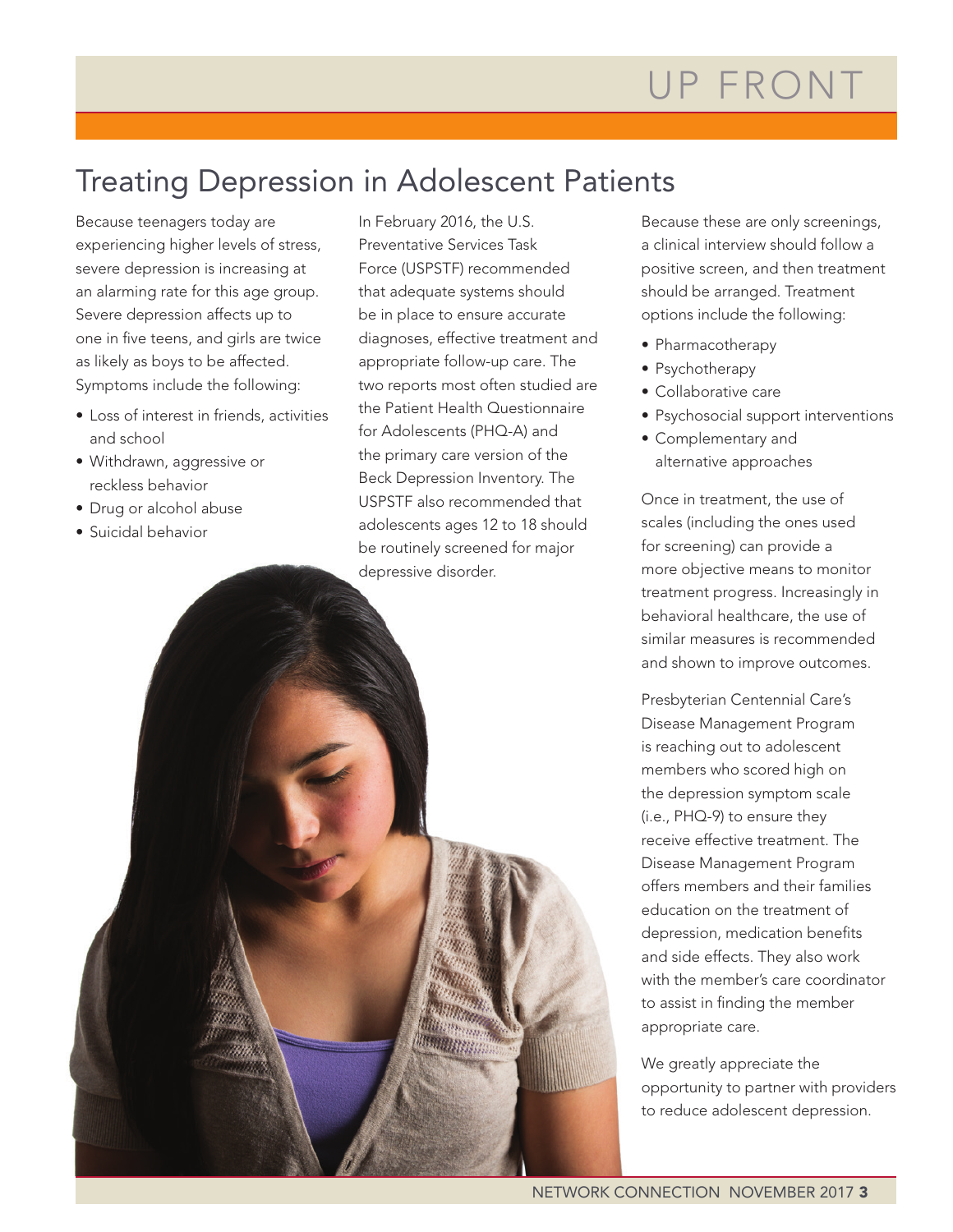# Treating Depression in Adolescent Patients

Because teenagers today are experiencing higher levels of stress, severe depression is increasing at an alarming rate for this age group. Severe depression affects up to one in five teens, and girls are twice as likely as boys to be affected. Symptoms include the following:

- Loss of interest in friends, activities and school
- Withdrawn, aggressive or reckless behavior
- Drug or alcohol abuse
- Suicidal behavior

In February 2016, the U.S. Preventative Services Task Force (USPSTF) recommended that adequate systems should be in place to ensure accurate diagnoses, effective treatment and appropriate follow-up care. The two reports most often studied are the Patient Health Questionnaire for Adolescents (PHQ-A) and the primary care version of the Beck Depression Inventory. The USPSTF also recommended that adolescents ages 12 to 18 should be routinely screened for major depressive disorder.

Because these are only screenings, a clinical interview should follow a positive screen, and then treatment should be arranged. Treatment options include the following:

- Pharmacotherapy
- Psychotherapy
- Collaborative care
- Psychosocial support interventions
- Complementary and alternative approaches

Once in treatment, the use of scales (including the ones used for screening) can provide a more objective means to monitor treatment progress. Increasingly in behavioral healthcare, the use of similar measures is recommended and shown to improve outcomes.

Presbyterian Centennial Care's Disease Management Program is reaching out to adolescent members who scored high on the depression symptom scale (i.e., PHQ-9) to ensure they receive effective treatment. The Disease Management Program offers members and their families education on the treatment of depression, medication benefits and side effects. They also work with the member's care coordinator to assist in finding the member appropriate care.

We greatly appreciate the opportunity to partner with providers to reduce adolescent depression.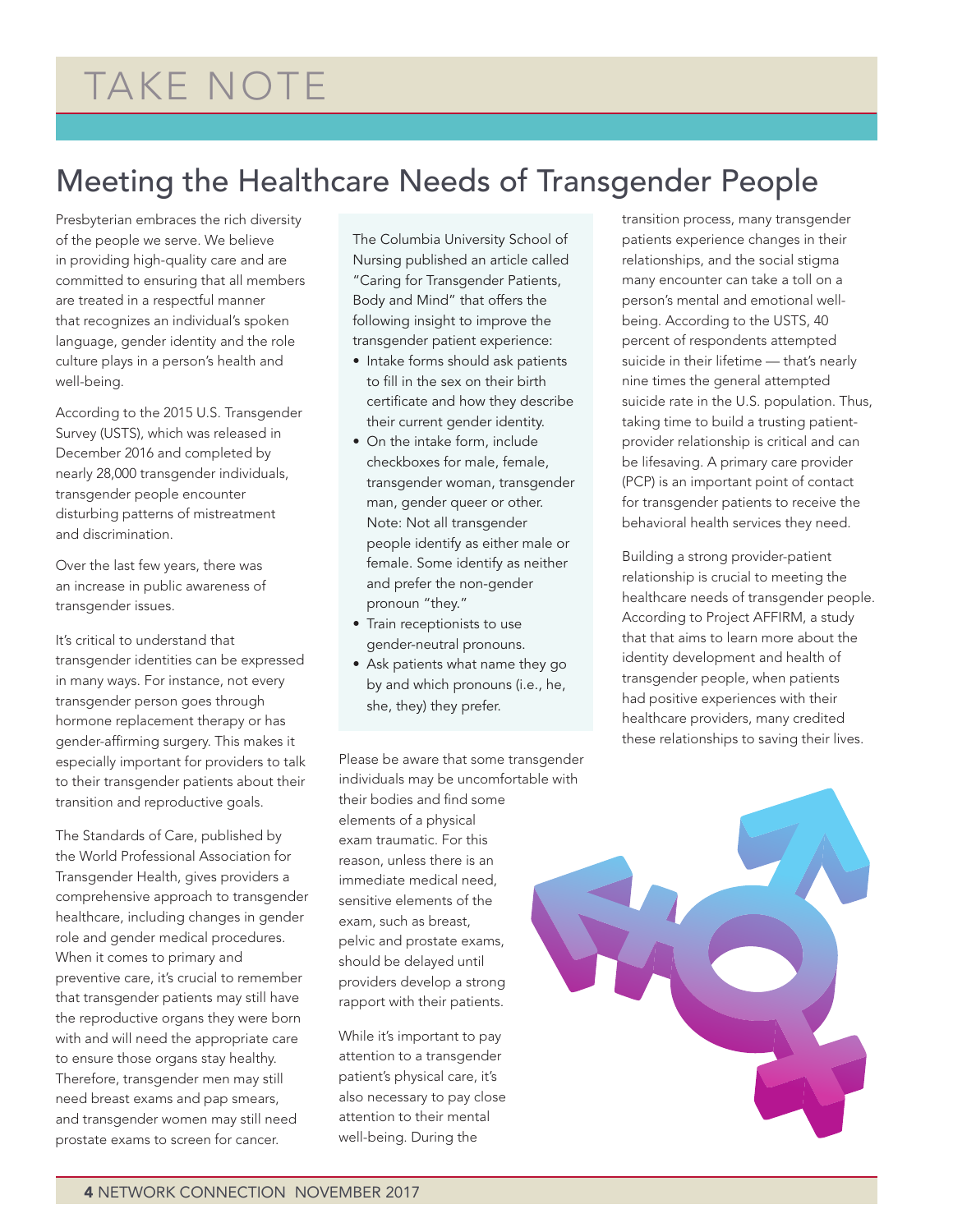# TAKE NOTE

## Meeting the Healthcare Needs of Transgender People

Presbyterian embraces the rich diversity of the people we serve. We believe in providing high-quality care and are committed to ensuring that all members are treated in a respectful manner that recognizes an individual's spoken language, gender identity and the role culture plays in a person's health and well-being.

According to the 2015 U.S. Transgender Survey (USTS), which was released in December 2016 and completed by nearly 28,000 transgender individuals, transgender people encounter disturbing patterns of mistreatment and discrimination.

Over the last few years, there was an increase in public awareness of transgender issues.

It's critical to understand that transgender identities can be expressed in many ways. For instance, not every transgender person goes through hormone replacement therapy or has gender-affirming surgery. This makes it especially important for providers to talk to their transgender patients about their transition and reproductive goals.

The Standards of Care, published by the World Professional Association for Transgender Health, gives providers a comprehensive approach to transgender healthcare, including changes in gender role and gender medical procedures. When it comes to primary and preventive care, it's crucial to remember that transgender patients may still have the reproductive organs they were born with and will need the appropriate care to ensure those organs stay healthy. Therefore, transgender men may still need breast exams and pap smears, and transgender women may still need prostate exams to screen for cancer.

The Columbia University School of Nursing published an article called "Caring for Transgender Patients, Body and Mind" that offers the following insight to improve the transgender patient experience:

- Intake forms should ask patients to fill in the sex on their birth certificate and how they describe their current gender identity.
- On the intake form, include checkboxes for male, female, transgender woman, transgender man, gender queer or other. Note: Not all transgender people identify as either male or female. Some identify as neither and prefer the non-gender pronoun "they."
- Train receptionists to use gender-neutral pronouns.
- Ask patients what name they go by and which pronouns (i.e., he, she, they) they prefer.

Please be aware that some transgender individuals may be uncomfortable with their bodies and find some elements of a physical exam traumatic. For this reason, unless there is an immediate medical need, sensitive elements of the exam, such as breast, pelvic and prostate exams, should be delayed until providers develop a strong rapport with their patients.

While it's important to pay attention to a transgender patient's physical care, it's also necessary to pay close attention to their mental well-being. During the transition process, many transgender patients experience changes in their relationships, and the social stigma many encounter can take a toll on a person's mental and emotional well-being. According to the USTS, 40 percent of respondents attempted suicide in their lifetime — that's nearly nine times the general attempted suicide rate in the U.S. population. Thus, taking time to build a trusting patient-provider relationship is critical and can be lifesaving. A primary care provider (PCP) is an important point of contact for transgender patients to receive the behavioral health services they need.

Building a strong provider-patient relationship is crucial to meeting the healthcare needs of transgender people. According to Project AFFIRM, a study that that aims to learn more about the identity development and health of transgender people, when patients had positive experiences with their healthcare providers, many credited these relationships to saving their lives.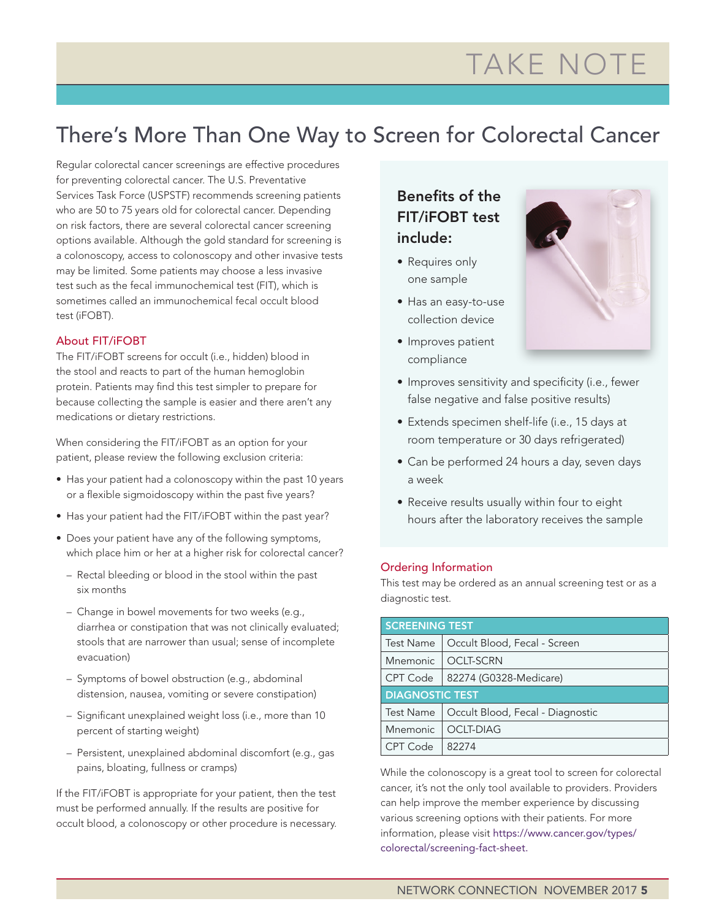TAKE NOTE

# There's More Than One Way to Screen for Colorectal Cancer

Regular colorectal cancer screenings are effective procedures for preventing colorectal cancer. The U.S. Preventative Services Task Force (USPSTF) recommends screening patients who are 50 to 75 years old for colorectal cancer. Depending on risk factors, there are several colorectal cancer screening options available. Although the gold standard for screening is a colonoscopy, access to colonoscopy and other invasive tests may be limited. Some patients may choose a less invasive test such as the fecal immunochemical test (FIT), which is sometimes called an immunochemical fecal occult blood test (iFOBT).

## About FIT/iFOBT

The FIT/iFOBT screens for occult (i.e., hidden) blood in the stool and reacts to part of the human hemoglobin protein. Patients may find this test simpler to prepare for because collecting the sample is easier and there aren't any medications or dietary restrictions.

When considering the FIT/iFOBT as an option for your patient, please review the following exclusion criteria:

- Has your patient had a colonoscopy within the past 10 years or a flexible sigmoidoscopy within the past five years?
- Has your patient had the FIT/iFOBT within the past year?
- Does your patient have any of the following symptoms, which place him or her at a higher risk for colorectal cancer?
  - Rectal bleeding or blood in the stool within the past six months
  - Change in bowel movements for two weeks (e.g., diarrhea or constipation that was not clinically evaluated; stools that are narrower than usual; sense of incomplete evacuation)
  - Symptoms of bowel obstruction (e.g., abdominal distension, nausea, vomiting or severe constipation)
  - Significant unexplained weight loss (i.e., more than 10 percent of starting weight)
  - Persistent, unexplained abdominal discomfort (e.g., gas pains, bloating, fullness or cramps)

If the FIT/iFOBT is appropriate for your patient, then the test must be performed annually. If the results are positive for occult blood, a colonoscopy or other procedure is necessary.

### Benefits of the FIT/iFOBT test include:

- Requires only one sample
- Has an easy-to-use collection device
- Improves patient compliance
- Improves sensitivity and specificity (i.e., fewer false negative and false positive results)
- Extends specimen shelf-life (i.e., 15 days at room temperature or 30 days refrigerated)
- Can be performed 24 hours a day, seven days a week
- Receive results usually within four to eight hours after the laboratory receives the sample

## Ordering Information

This test may be ordered as an annual screening test or as a diagnostic test.

| SCREENING TEST | |
|---|---|
| Test Name | Occult Blood, Fecal - Screen |
| Mnemonic | OCLT-SCRN |
| CPT Code | 82274 (G0328-Medicare) |
| **DIAGNOSTIC TEST** | |
| Test Name | Occult Blood, Fecal - Diagnostic |
| Mnemonic | OCLT-DIAG |
| CPT Code | 82274 |

While the colonoscopy is a great tool to screen for colorectal cancer, it's not the only tool available to providers. Providers can help improve the member experience by discussing various screening options with their patients. For more information, please visit https://www.cancer.gov/types/colorectal/screening-fact-sheet.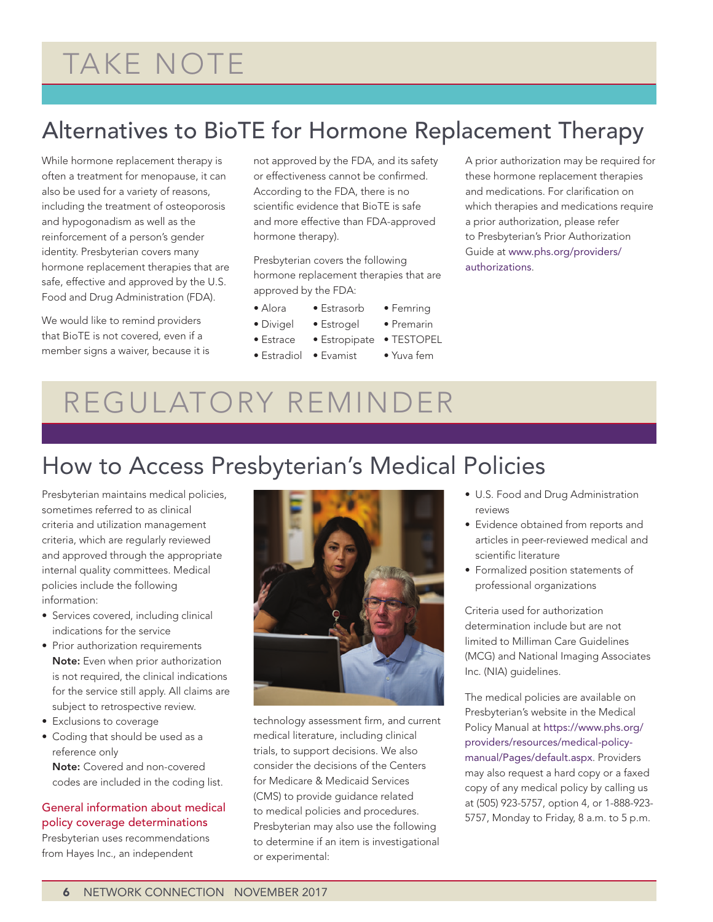# TAKE NOTE

## Alternatives to BioTE for Hormone Replacement Therapy

While hormone replacement therapy is often a treatment for menopause, it can also be used for a variety of reasons, including the treatment of osteoporosis and hypogonadism as well as the reinforcement of a person's gender identity. Presbyterian covers many hormone replacement therapies that are safe, effective and approved by the U.S. Food and Drug Administration (FDA).

We would like to remind providers that BioTE is not covered, even if a member signs a waiver, because it is not approved by the FDA, and its safety or effectiveness cannot be confirmed. According to the FDA, there is no scientific evidence that BioTE is safe and more effective than FDA-approved hormone therapy).

Presbyterian covers the following hormone replacement therapies that are approved by the FDA:

- Alora
- Divigel
- Estrace
- Estradiol
- Estrasorb
- Estrogel
- Estropipate
- Evamist
- Femring
- Premarin
- TESTOPEL
- Yuva fem

A prior authorization may be required for these hormone replacement therapies and medications. For clarification on which therapies and medications require a prior authorization, please refer to Presbyterian's Prior Authorization Guide at www.phs.org/providers/authorizations.

# REGULATORY REMINDER

## How to Access Presbyterian's Medical Policies

Presbyterian maintains medical policies, sometimes referred to as clinical criteria and utilization management criteria, which are regularly reviewed and approved through the appropriate internal quality committees. Medical policies include the following information:

- Services covered, including clinical indications for the service
- Prior authorization requirements
  **Note:** Even when prior authorization is not required, the clinical indications for the service still apply. All claims are subject to retrospective review.
- Exclusions to coverage
- Coding that should be used as a reference only
  **Note:** Covered and non-covered codes are included in the coding list.

### General information about medical policy coverage determinations

Presbyterian uses recommendations from Hayes Inc., an independent technology assessment firm, and current medical literature, including clinical trials, to support decisions. We also consider the decisions of the Centers for Medicare & Medicaid Services (CMS) to provide guidance related to medical policies and procedures. Presbyterian may also use the following to determine if an item is investigational or experimental:

- U.S. Food and Drug Administration reviews
- Evidence obtained from reports and articles in peer-reviewed medical and scientific literature
- Formalized position statements of professional organizations

Criteria used for authorization determination include but are not limited to Milliman Care Guidelines (MCG) and National Imaging Associates Inc. (NIA) guidelines.

The medical policies are available on Presbyterian's website in the Medical Policy Manual at https://www.phs.org/providers/resources/medical-policy-manual/Pages/default.aspx. Providers may also request a hard copy or a faxed copy of any medical policy by calling us at (505) 923-5757, option 4, or 1-888-923-5757, Monday to Friday, 8 a.m. to 5 p.m.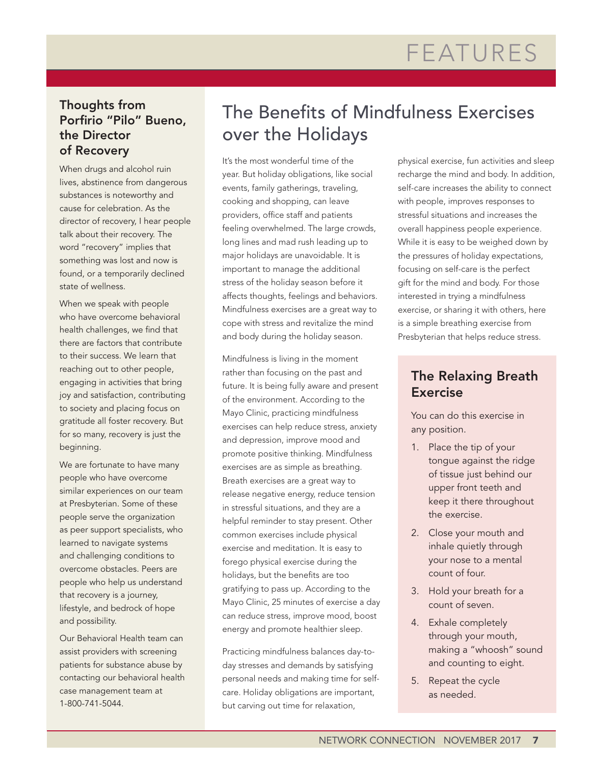FEATURES

### Thoughts from Porfirio "Pilo" Bueno, the Director of Recovery

When drugs and alcohol ruin lives, abstinence from dangerous substances is noteworthy and cause for celebration. As the director of recovery, I hear people talk about their recovery. The word "recovery" implies that something was lost and now is found, or a temporarily declined state of wellness.

When we speak with people who have overcome behavioral health challenges, we find that there are factors that contribute to their success. We learn that reaching out to other people, engaging in activities that bring joy and satisfaction, contributing to society and placing focus on gratitude all foster recovery. But for so many, recovery is just the beginning.

We are fortunate to have many people who have overcome similar experiences on our team at Presbyterian. Some of these people serve the organization as peer support specialists, who learned to navigate systems and challenging conditions to overcome obstacles. Peers are people who help us understand that recovery is a journey, lifestyle, and bedrock of hope and possibility.

Our Behavioral Health team can assist providers with screening patients for substance abuse by contacting our behavioral health case management team at 1-800-741-5044.

## The Benefits of Mindfulness Exercises over the Holidays

It's the most wonderful time of the year. But holiday obligations, like social events, family gatherings, traveling, cooking and shopping, can leave providers, office staff and patients feeling overwhelmed. The large crowds, long lines and mad rush leading up to major holidays are unavoidable. It is important to manage the additional stress of the holiday season before it affects thoughts, feelings and behaviors. Mindfulness exercises are a great way to cope with stress and revitalize the mind and body during the holiday season.

Mindfulness is living in the moment rather than focusing on the past and future. It is being fully aware and present of the environment. According to the Mayo Clinic, practicing mindfulness exercises can help reduce stress, anxiety and depression, improve mood and promote positive thinking. Mindfulness exercises are as simple as breathing. Breath exercises are a great way to release negative energy, reduce tension in stressful situations, and they are a helpful reminder to stay present. Other common exercises include physical exercise and meditation. It is easy to forego physical exercise during the holidays, but the benefits are too gratifying to pass up. According to the Mayo Clinic, 25 minutes of exercise a day can reduce stress, improve mood, boost energy and promote healthier sleep.

Practicing mindfulness balances day-to-day stresses and demands by satisfying personal needs and making time for self-care. Holiday obligations are important, but carving out time for relaxation, physical exercise, fun activities and sleep recharge the mind and body. In addition, self-care increases the ability to connect with people, improves responses to stressful situations and increases the overall happiness people experience. While it is easy to be weighed down by the pressures of holiday expectations, focusing on self-care is the perfect gift for the mind and body. For those interested in trying a mindfulness exercise, or sharing it with others, here is a simple breathing exercise from Presbyterian that helps reduce stress.

### The Relaxing Breath Exercise

You can do this exercise in any position.

1. Place the tip of your tongue against the ridge of tissue just behind our upper front teeth and keep it there throughout the exercise.
2. Close your mouth and inhale quietly through your nose to a mental count of four.
3. Hold your breath for a count of seven.
4. Exhale completely through your mouth, making a "whoosh" sound and counting to eight.
5. Repeat the cycle as needed.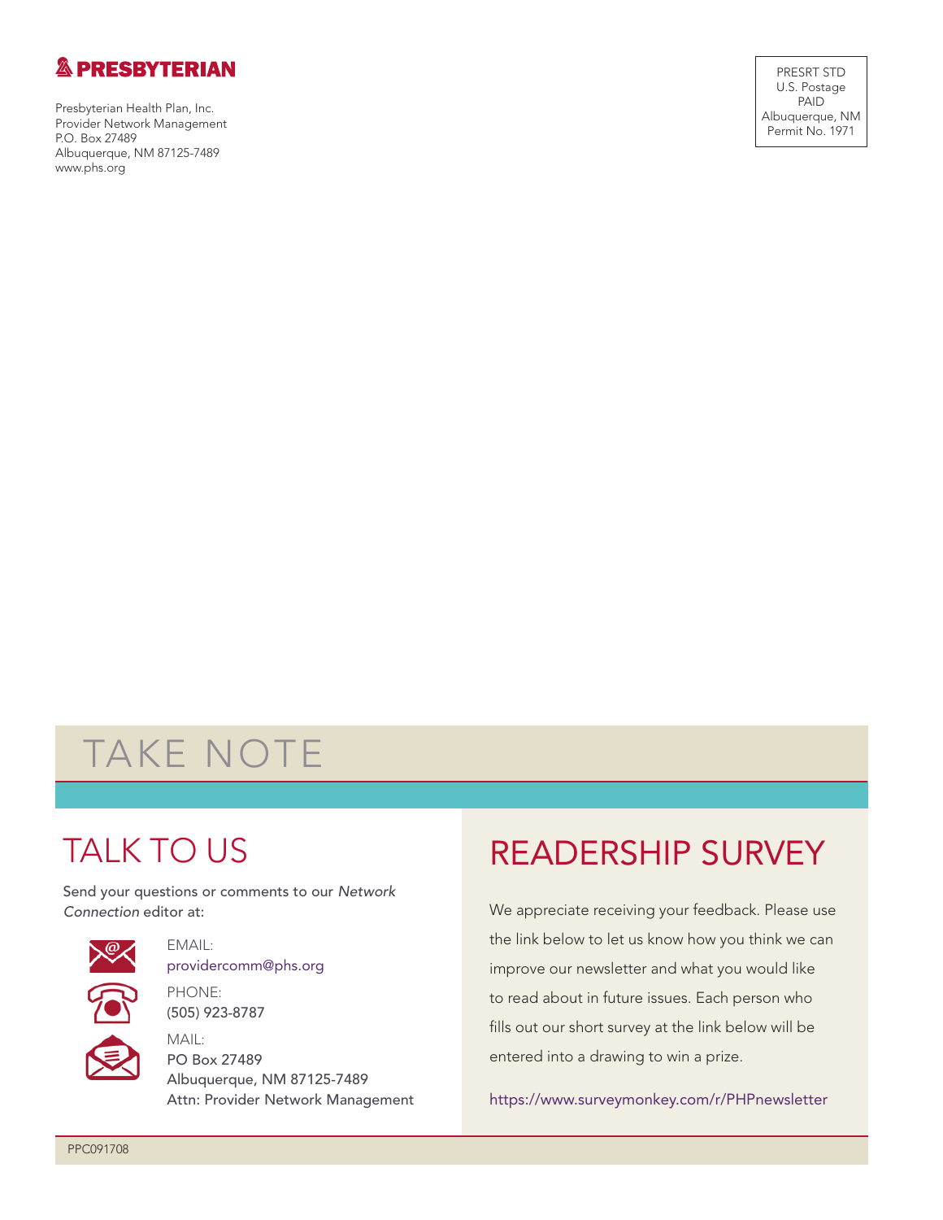**PRESBYTERIAN**

Presbyterian Health Plan, Inc.
Provider Network Management
P.O. Box 27489
Albuquerque, NM 87125-7489
www.phs.org

PRESRT STD
U.S. Postage
PAID
Albuquerque, NM
Permit No. 1971

# TAKE NOTE

## TALK TO US

Send your questions or comments to our *Network Connection* editor at:

EMAIL:
providercomm@phs.org

PHONE:
(505) 923-8787

MAIL:
PO Box 27489
Albuquerque, NM 87125-7489
Attn: Provider Network Management

## READERSHIP SURVEY

We appreciate receiving your feedback. Please use the link below to let us know how you think we can improve our newsletter and what you would like to read about in future issues. Each person who fills out our short survey at the link below will be entered into a drawing to win a prize.

https://www.surveymonkey.com/r/PHPnewsletter

PPC091708